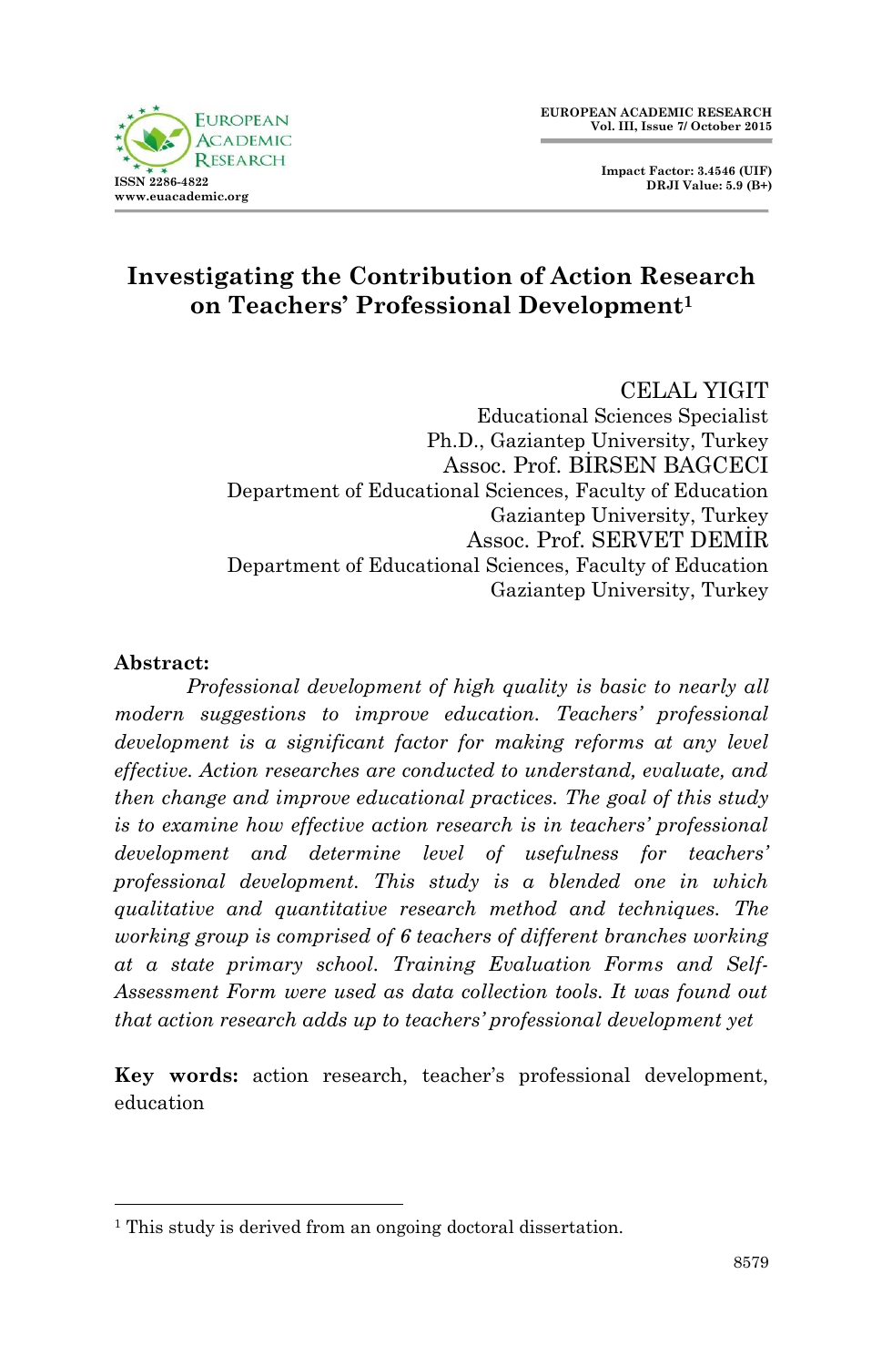# Investigating the Contribution of Action Research on Teachers' Professional Development[1]

CELAL YIGIT
Educational Sciences Specialist
Ph.D., Gaziantep University, Turkey

Assoc. Prof. BİRSEN BAGCECI
Department of Educational Sciences, Faculty of Education
Gaziantep University, Turkey

Assoc. Prof. SERVET DEMİR
Department of Educational Sciences, Faculty of Education
Gaziantep University, Turkey

**Abstract:**

*Professional development of high quality is basic to nearly all modern suggestions to improve education. Teachers' professional development is a significant factor for making reforms at any level effective. Action researches are conducted to understand, evaluate, and then change and improve educational practices. The goal of this study is to examine how effective action research is in teachers' professional development and determine level of usefulness for teachers' professional development. This study is a blended one in which qualitative and quantitative research method and techniques. The working group is comprised of 6 teachers of different branches working at a state primary school. Training Evaluation Forms and Self-Assessment Form were used as data collection tools. It was found out that action research adds up to teachers' professional development yet*

**Key words:** action research, teacher's professional development, education

[1] This study is derived from an ongoing doctoral dissertation.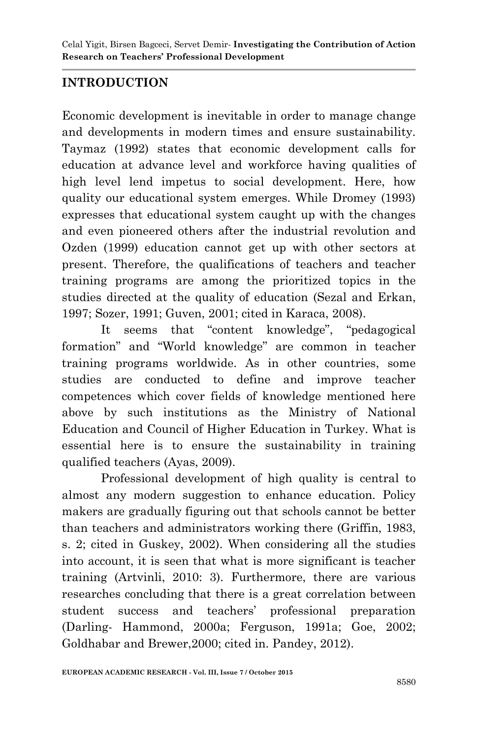## INTRODUCTION

Economic development is inevitable in order to manage change and developments in modern times and ensure sustainability. Taymaz (1992) states that economic development calls for education at advance level and workforce having qualities of high level lend impetus to social development. Here, how quality our educational system emerges. While Dromey (1993) expresses that educational system caught up with the changes and even pioneered others after the industrial revolution and Ozden (1999) education cannot get up with other sectors at present. Therefore, the qualifications of teachers and teacher training programs are among the prioritized topics in the studies directed at the quality of education (Sezal and Erkan, 1997; Sozer, 1991; Guven, 2001; cited in Karaca, 2008).

It seems that "content knowledge", "pedagogical formation" and "World knowledge" are common in teacher training programs worldwide. As in other countries, some studies are conducted to define and improve teacher competences which cover fields of knowledge mentioned here above by such institutions as the Ministry of National Education and Council of Higher Education in Turkey. What is essential here is to ensure the sustainability in training qualified teachers (Ayas, 2009).

Professional development of high quality is central to almost any modern suggestion to enhance education. Policy makers are gradually figuring out that schools cannot be better than teachers and administrators working there (Griffin, 1983, s. 2; cited in Guskey, 2002). When considering all the studies into account, it is seen that what is more significant is teacher training (Artvinli, 2010: 3). Furthermore, there are various researches concluding that there is a great correlation between student success and teachers' professional preparation (Darling- Hammond, 2000a; Ferguson, 1991a; Goe, 2002; Goldhabar and Brewer,2000; cited in. Pandey, 2012).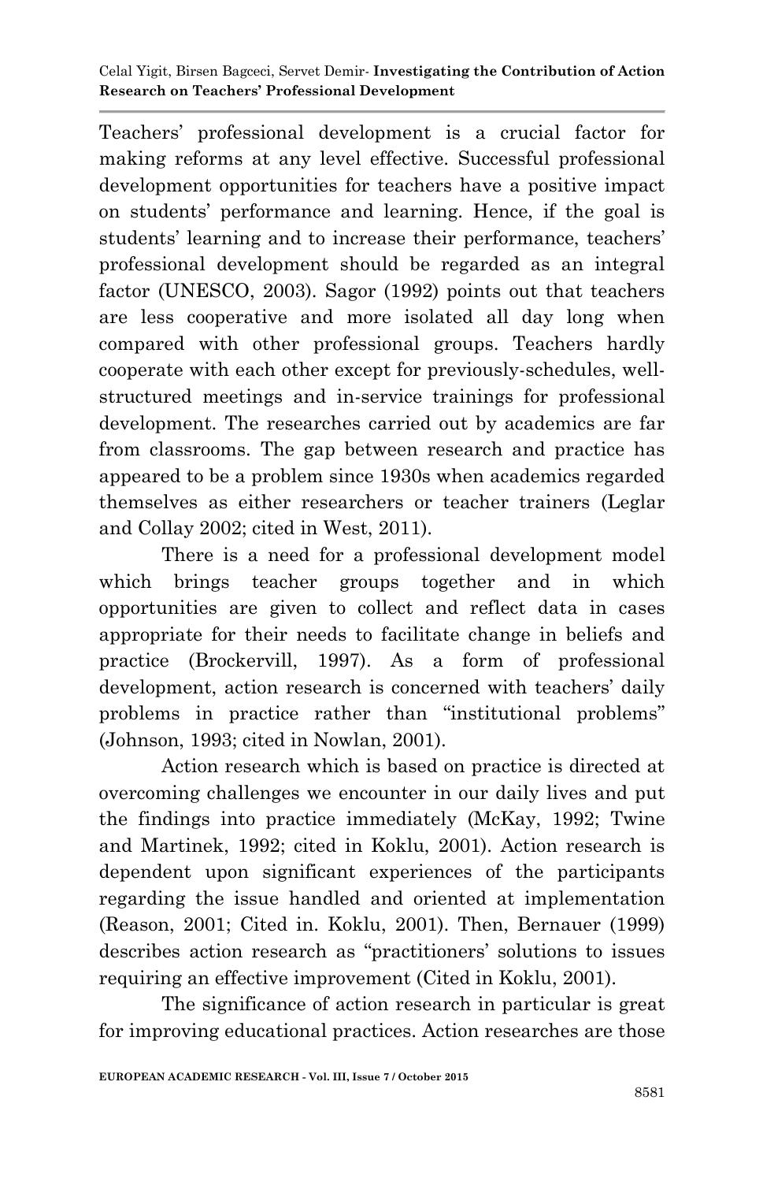Teachers' professional development is a crucial factor for making reforms at any level effective. Successful professional development opportunities for teachers have a positive impact on students' performance and learning. Hence, if the goal is students' learning and to increase their performance, teachers' professional development should be regarded as an integral factor (UNESCO, 2003). Sagor (1992) points out that teachers are less cooperative and more isolated all day long when compared with other professional groups. Teachers hardly cooperate with each other except for previously-schedules, well-structured meetings and in-service trainings for professional development. The researches carried out by academics are far from classrooms. The gap between research and practice has appeared to be a problem since 1930s when academics regarded themselves as either researchers or teacher trainers (Leglar and Collay 2002; cited in West, 2011).

There is a need for a professional development model which brings teacher groups together and in which opportunities are given to collect and reflect data in cases appropriate for their needs to facilitate change in beliefs and practice (Brockervill, 1997). As a form of professional development, action research is concerned with teachers' daily problems in practice rather than "institutional problems" (Johnson, 1993; cited in Nowlan, 2001).

Action research which is based on practice is directed at overcoming challenges we encounter in our daily lives and put the findings into practice immediately (McKay, 1992; Twine and Martinek, 1992; cited in Koklu, 2001). Action research is dependent upon significant experiences of the participants regarding the issue handled and oriented at implementation (Reason, 2001; Cited in. Koklu, 2001). Then, Bernauer (1999) describes action research as "practitioners' solutions to issues requiring an effective improvement (Cited in Koklu, 2001).

The significance of action research in particular is great for improving educational practices. Action researches are those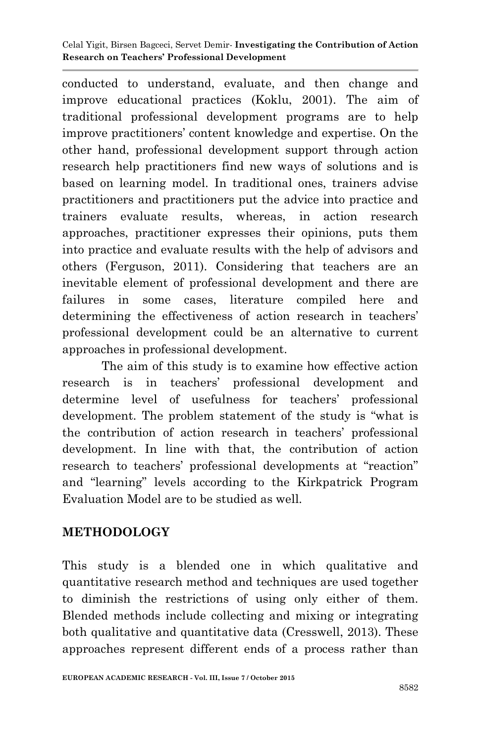conducted to understand, evaluate, and then change and improve educational practices (Koklu, 2001). The aim of traditional professional development programs are to help improve practitioners' content knowledge and expertise. On the other hand, professional development support through action research help practitioners find new ways of solutions and is based on learning model. In traditional ones, trainers advise practitioners and practitioners put the advice into practice and trainers evaluate results, whereas, in action research approaches, practitioner expresses their opinions, puts them into practice and evaluate results with the help of advisors and others (Ferguson, 2011). Considering that teachers are an inevitable element of professional development and there are failures in some cases, literature compiled here and determining the effectiveness of action research in teachers' professional development could be an alternative to current approaches in professional development.

The aim of this study is to examine how effective action research is in teachers' professional development and determine level of usefulness for teachers' professional development. The problem statement of the study is "what is the contribution of action research in teachers' professional development. In line with that, the contribution of action research to teachers' professional developments at "reaction" and "learning" levels according to the Kirkpatrick Program Evaluation Model are to be studied as well.

## METHODOLOGY

This study is a blended one in which qualitative and quantitative research method and techniques are used together to diminish the restrictions of using only either of them. Blended methods include collecting and mixing or integrating both qualitative and quantitative data (Cresswell, 2013). These approaches represent different ends of a process rather than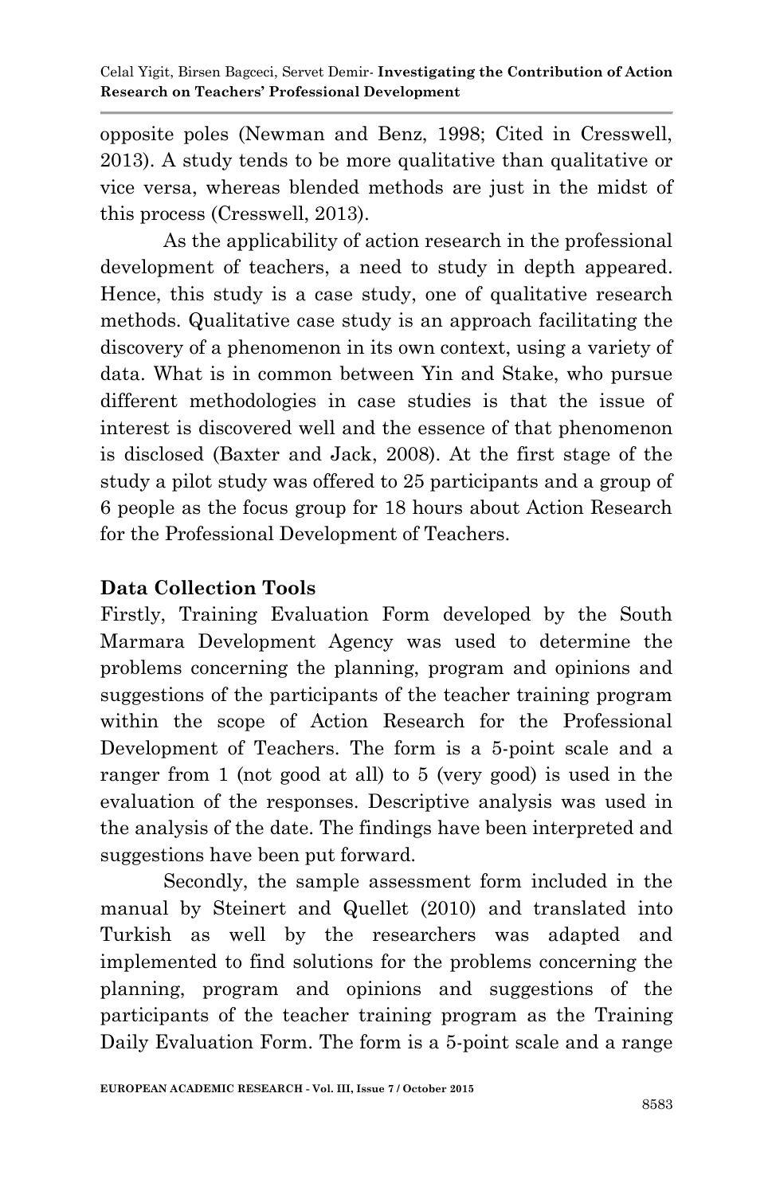opposite poles (Newman and Benz, 1998; Cited in Cresswell, 2013). A study tends to be more qualitative than qualitative or vice versa, whereas blended methods are just in the midst of this process (Cresswell, 2013).

As the applicability of action research in the professional development of teachers, a need to study in depth appeared. Hence, this study is a case study, one of qualitative research methods. Qualitative case study is an approach facilitating the discovery of a phenomenon in its own context, using a variety of data. What is in common between Yin and Stake, who pursue different methodologies in case studies is that the issue of interest is discovered well and the essence of that phenomenon is disclosed (Baxter and Jack, 2008). At the first stage of the study a pilot study was offered to 25 participants and a group of 6 people as the focus group for 18 hours about Action Research for the Professional Development of Teachers.

## Data Collection Tools

Firstly, Training Evaluation Form developed by the South Marmara Development Agency was used to determine the problems concerning the planning, program and opinions and suggestions of the participants of the teacher training program within the scope of Action Research for the Professional Development of Teachers. The form is a 5-point scale and a ranger from 1 (not good at all) to 5 (very good) is used in the evaluation of the responses. Descriptive analysis was used in the analysis of the date. The findings have been interpreted and suggestions have been put forward.

Secondly, the sample assessment form included in the manual by Steinert and Quellet (2010) and translated into Turkish as well by the researchers was adapted and implemented to find solutions for the problems concerning the planning, program and opinions and suggestions of the participants of the teacher training program as the Training Daily Evaluation Form. The form is a 5-point scale and a range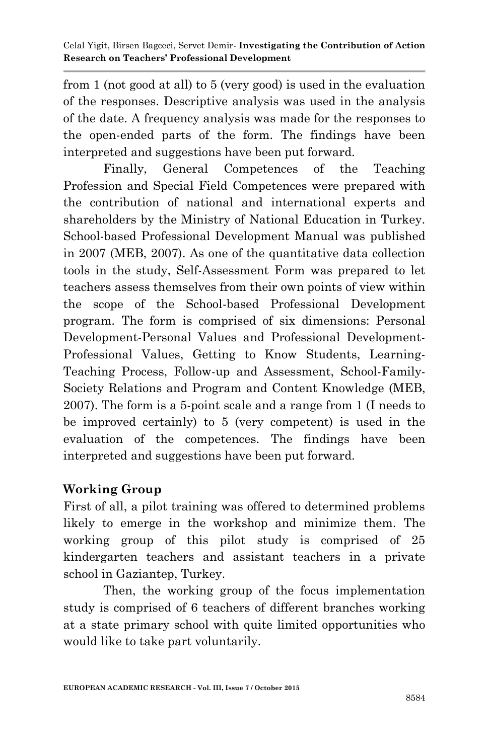from 1 (not good at all) to 5 (very good) is used in the evaluation of the responses. Descriptive analysis was used in the analysis of the date. A frequency analysis was made for the responses to the open-ended parts of the form. The findings have been interpreted and suggestions have been put forward.

Finally, General Competences of the Teaching Profession and Special Field Competences were prepared with the contribution of national and international experts and shareholders by the Ministry of National Education in Turkey. School-based Professional Development Manual was published in 2007 (MEB, 2007). As one of the quantitative data collection tools in the study, Self-Assessment Form was prepared to let teachers assess themselves from their own points of view within the scope of the School-based Professional Development program. The form is comprised of six dimensions: Personal Development-Personal Values and Professional Development-Professional Values, Getting to Know Students, Learning-Teaching Process, Follow-up and Assessment, School-Family-Society Relations and Program and Content Knowledge (MEB, 2007). The form is a 5-point scale and a range from 1 (I needs to be improved certainly) to 5 (very competent) is used in the evaluation of the competences. The findings have been interpreted and suggestions have been put forward.

## Working Group

First of all, a pilot training was offered to determined problems likely to emerge in the workshop and minimize them. The working group of this pilot study is comprised of 25 kindergarten teachers and assistant teachers in a private school in Gaziantep, Turkey.

Then, the working group of the focus implementation study is comprised of 6 teachers of different branches working at a state primary school with quite limited opportunities who would like to take part voluntarily.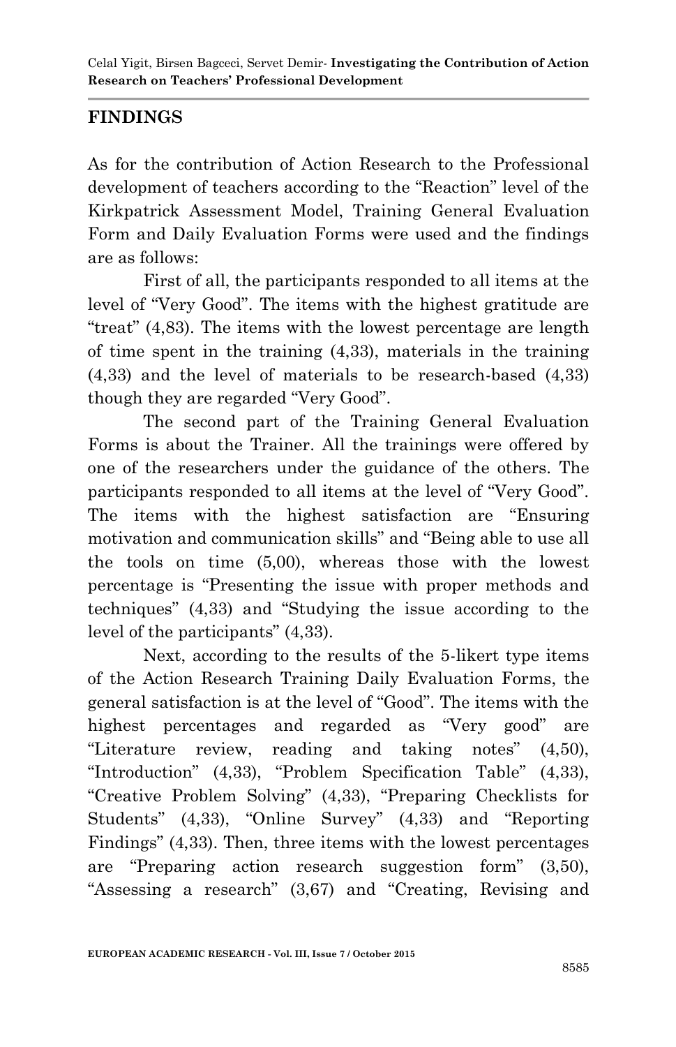## FINDINGS

As for the contribution of Action Research to the Professional development of teachers according to the "Reaction" level of the Kirkpatrick Assessment Model, Training General Evaluation Form and Daily Evaluation Forms were used and the findings are as follows:

First of all, the participants responded to all items at the level of "Very Good". The items with the highest gratitude are "treat" (4,83). The items with the lowest percentage are length of time spent in the training (4,33), materials in the training (4,33) and the level of materials to be research-based (4,33) though they are regarded "Very Good".

The second part of the Training General Evaluation Forms is about the Trainer. All the trainings were offered by one of the researchers under the guidance of the others. The participants responded to all items at the level of "Very Good". The items with the highest satisfaction are "Ensuring motivation and communication skills" and "Being able to use all the tools on time (5,00), whereas those with the lowest percentage is "Presenting the issue with proper methods and techniques" (4,33) and "Studying the issue according to the level of the participants" (4,33).

Next, according to the results of the 5-likert type items of the Action Research Training Daily Evaluation Forms, the general satisfaction is at the level of "Good". The items with the highest percentages and regarded as "Very good" are "Literature review, reading and taking notes" (4,50), "Introduction" (4,33), "Problem Specification Table" (4,33), "Creative Problem Solving" (4,33), "Preparing Checklists for Students" (4,33), "Online Survey" (4,33) and "Reporting Findings" (4,33). Then, three items with the lowest percentages are "Preparing action research suggestion form" (3,50), "Assessing a research" (3,67) and "Creating, Revising and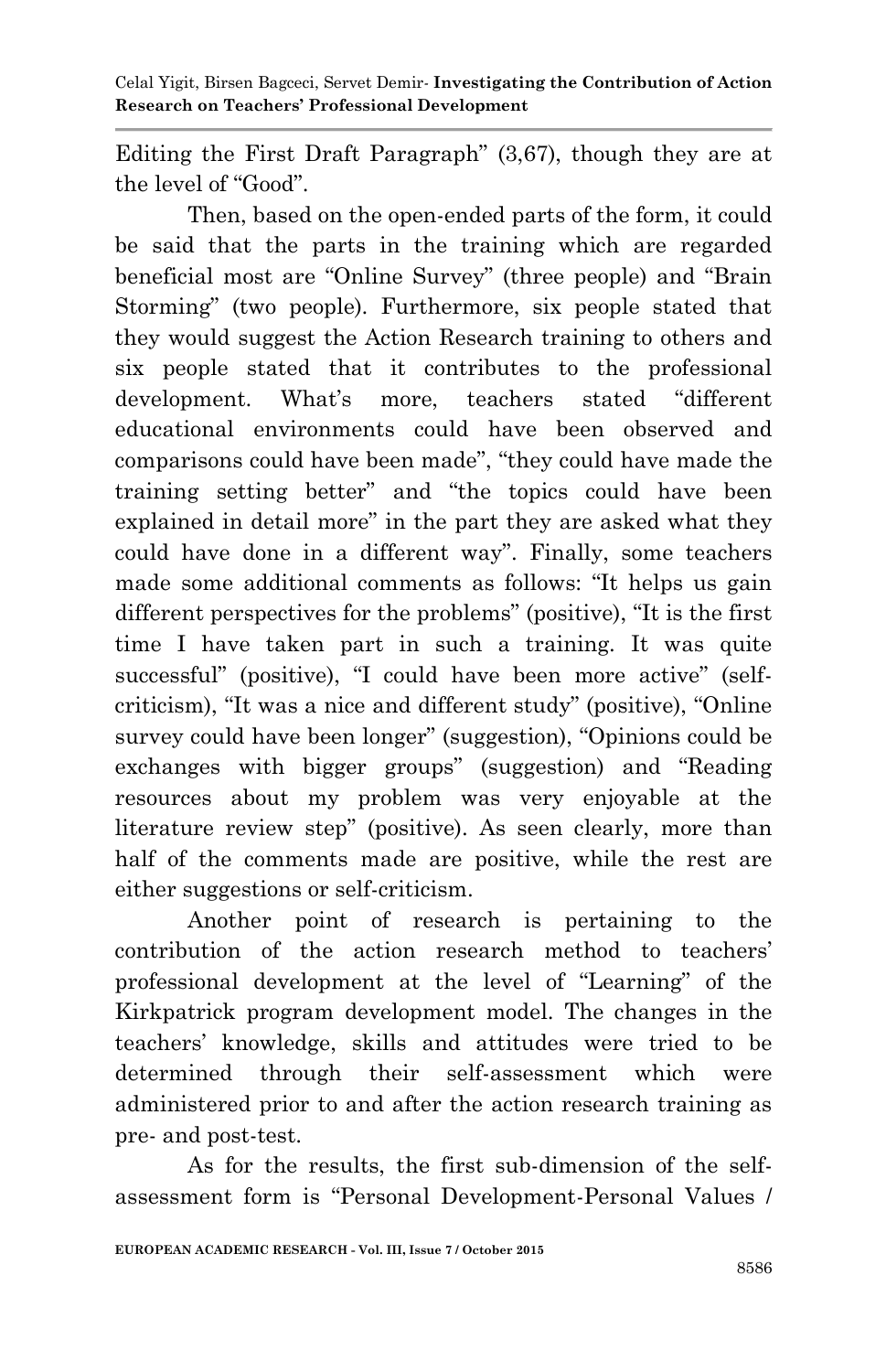Editing the First Draft Paragraph" (3,67), though they are at the level of "Good".

Then, based on the open-ended parts of the form, it could be said that the parts in the training which are regarded beneficial most are "Online Survey" (three people) and "Brain Storming" (two people). Furthermore, six people stated that they would suggest the Action Research training to others and six people stated that it contributes to the professional development. What's more, teachers stated "different educational environments could have been observed and comparisons could have been made", "they could have made the training setting better" and "the topics could have been explained in detail more" in the part they are asked what they could have done in a different way". Finally, some teachers made some additional comments as follows: "It helps us gain different perspectives for the problems" (positive), "It is the first time I have taken part in such a training. It was quite successful" (positive), "I could have been more active" (self-criticism), "It was a nice and different study" (positive), "Online survey could have been longer" (suggestion), "Opinions could be exchanges with bigger groups" (suggestion) and "Reading resources about my problem was very enjoyable at the literature review step" (positive). As seen clearly, more than half of the comments made are positive, while the rest are either suggestions or self-criticism.

Another point of research is pertaining to the contribution of the action research method to teachers' professional development at the level of "Learning" of the Kirkpatrick program development model. The changes in the teachers' knowledge, skills and attitudes were tried to be determined through their self-assessment which were administered prior to and after the action research training as pre- and post-test.

As for the results, the first sub-dimension of the self-assessment form is "Personal Development-Personal Values /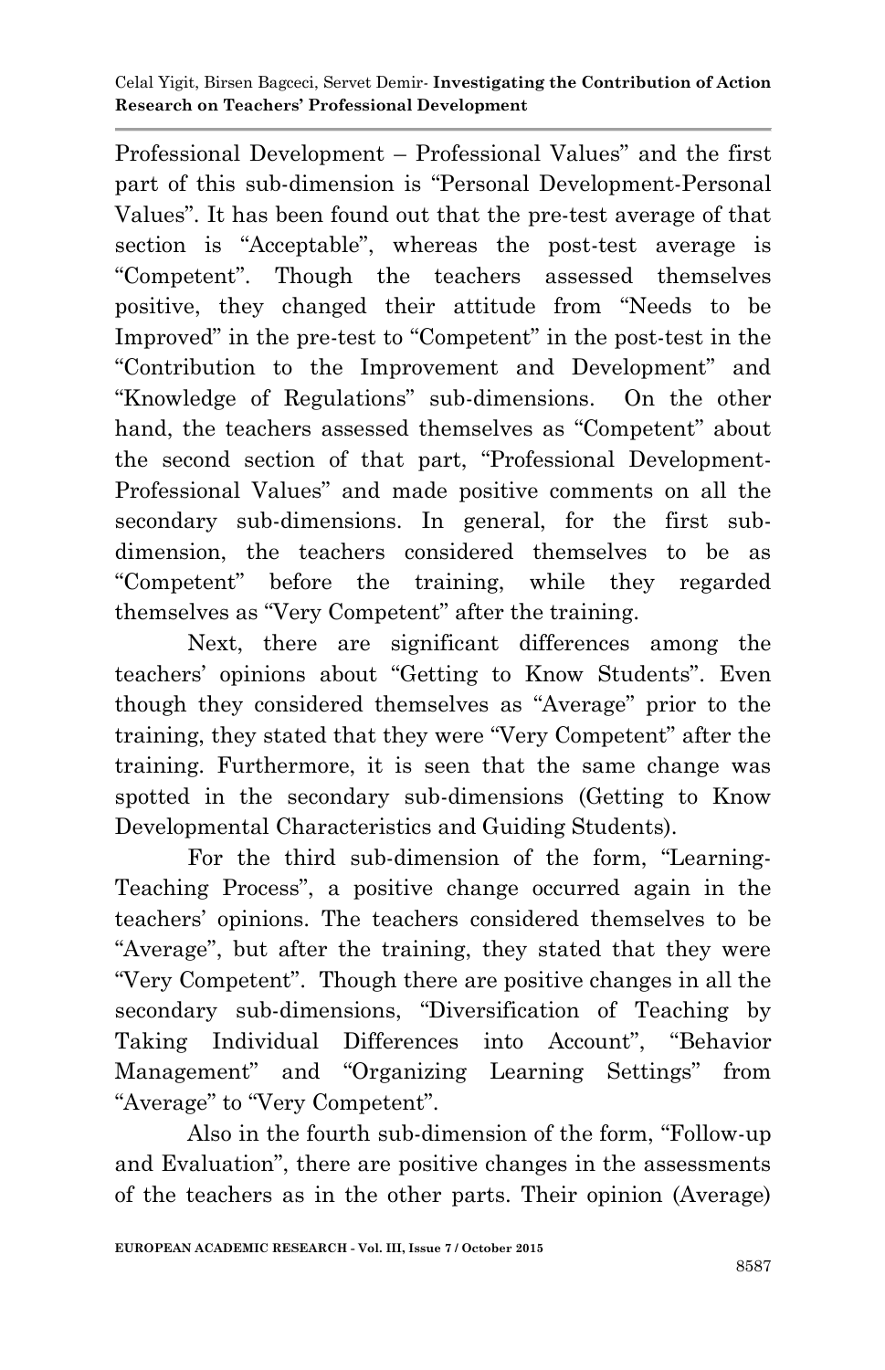Professional Development – Professional Values" and the first part of this sub-dimension is "Personal Development-Personal Values". It has been found out that the pre-test average of that section is "Acceptable", whereas the post-test average is "Competent". Though the teachers assessed themselves positive, they changed their attitude from "Needs to be Improved" in the pre-test to "Competent" in the post-test in the "Contribution to the Improvement and Development" and "Knowledge of Regulations" sub-dimensions. On the other hand, the teachers assessed themselves as "Competent" about the second section of that part, "Professional Development-Professional Values" and made positive comments on all the secondary sub-dimensions. In general, for the first sub-dimension, the teachers considered themselves to be as "Competent" before the training, while they regarded themselves as "Very Competent" after the training.

Next, there are significant differences among the teachers' opinions about "Getting to Know Students". Even though they considered themselves as "Average" prior to the training, they stated that they were "Very Competent" after the training. Furthermore, it is seen that the same change was spotted in the secondary sub-dimensions (Getting to Know Developmental Characteristics and Guiding Students).

For the third sub-dimension of the form, "Learning-Teaching Process", a positive change occurred again in the teachers' opinions. The teachers considered themselves to be "Average", but after the training, they stated that they were "Very Competent". Though there are positive changes in all the secondary sub-dimensions, "Diversification of Teaching by Taking Individual Differences into Account", "Behavior Management" and "Organizing Learning Settings" from "Average" to "Very Competent".

Also in the fourth sub-dimension of the form, "Follow-up and Evaluation", there are positive changes in the assessments of the teachers as in the other parts. Their opinion (Average)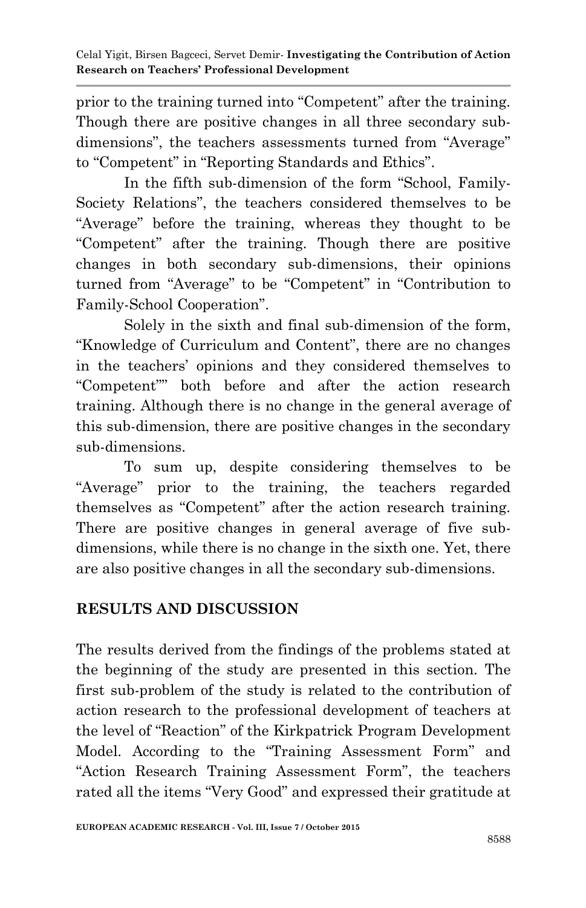prior to the training turned into "Competent" after the training. Though there are positive changes in all three secondary sub-dimensions", the teachers assessments turned from "Average" to "Competent" in "Reporting Standards and Ethics".

In the fifth sub-dimension of the form "School, Family-Society Relations", the teachers considered themselves to be "Average" before the training, whereas they thought to be "Competent" after the training. Though there are positive changes in both secondary sub-dimensions, their opinions turned from "Average" to be "Competent" in "Contribution to Family-School Cooperation".

Solely in the sixth and final sub-dimension of the form, "Knowledge of Curriculum and Content", there are no changes in the teachers' opinions and they considered themselves to "Competent"" both before and after the action research training. Although there is no change in the general average of this sub-dimension, there are positive changes in the secondary sub-dimensions.

To sum up, despite considering themselves to be "Average" prior to the training, the teachers regarded themselves as "Competent" after the action research training. There are positive changes in general average of five sub-dimensions, while there is no change in the sixth one. Yet, there are also positive changes in all the secondary sub-dimensions.

## RESULTS AND DISCUSSION

The results derived from the findings of the problems stated at the beginning of the study are presented in this section. The first sub-problem of the study is related to the contribution of action research to the professional development of teachers at the level of "Reaction" of the Kirkpatrick Program Development Model. According to the "Training Assessment Form" and "Action Research Training Assessment Form", the teachers rated all the items "Very Good" and expressed their gratitude at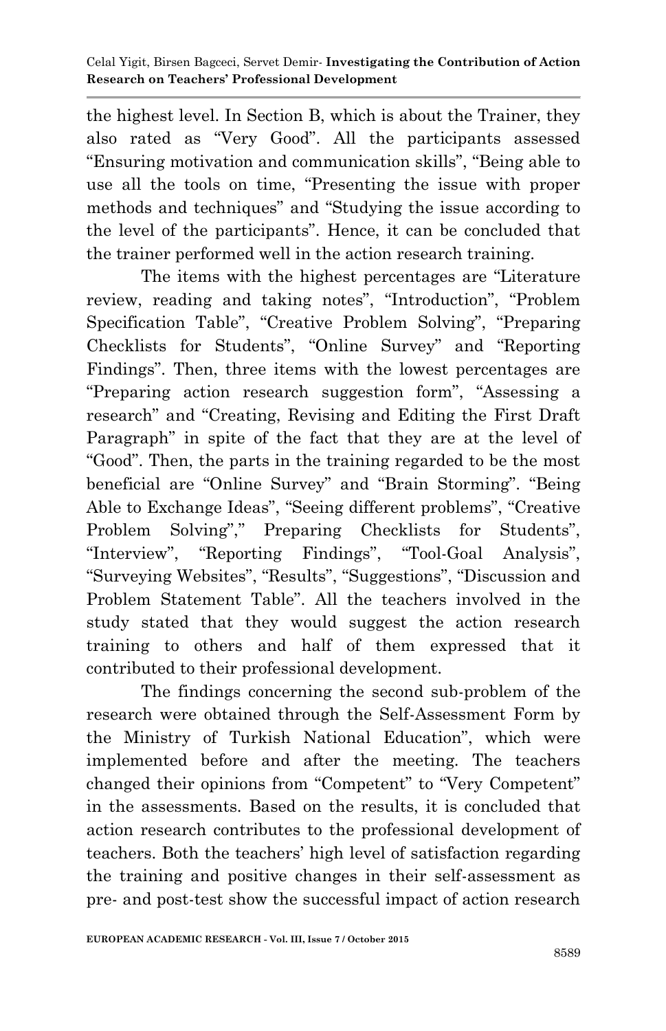the highest level. In Section B, which is about the Trainer, they also rated as "Very Good". All the participants assessed "Ensuring motivation and communication skills", "Being able to use all the tools on time, "Presenting the issue with proper methods and techniques" and "Studying the issue according to the level of the participants". Hence, it can be concluded that the trainer performed well in the action research training.

The items with the highest percentages are "Literature review, reading and taking notes", "Introduction", "Problem Specification Table", "Creative Problem Solving", "Preparing Checklists for Students", "Online Survey" and "Reporting Findings". Then, three items with the lowest percentages are "Preparing action research suggestion form", "Assessing a research" and "Creating, Revising and Editing the First Draft Paragraph" in spite of the fact that they are at the level of "Good". Then, the parts in the training regarded to be the most beneficial are "Online Survey" and "Brain Storming". "Being Able to Exchange Ideas", "Seeing different problems", "Creative Problem Solving"," Preparing Checklists for Students", "Interview", "Reporting Findings", "Tool-Goal Analysis", "Surveying Websites", "Results", "Suggestions", "Discussion and Problem Statement Table". All the teachers involved in the study stated that they would suggest the action research training to others and half of them expressed that it contributed to their professional development.

The findings concerning the second sub-problem of the research were obtained through the Self-Assessment Form by the Ministry of Turkish National Education", which were implemented before and after the meeting. The teachers changed their opinions from "Competent" to "Very Competent" in the assessments. Based on the results, it is concluded that action research contributes to the professional development of teachers. Both the teachers' high level of satisfaction regarding the training and positive changes in their self-assessment as pre- and post-test show the successful impact of action research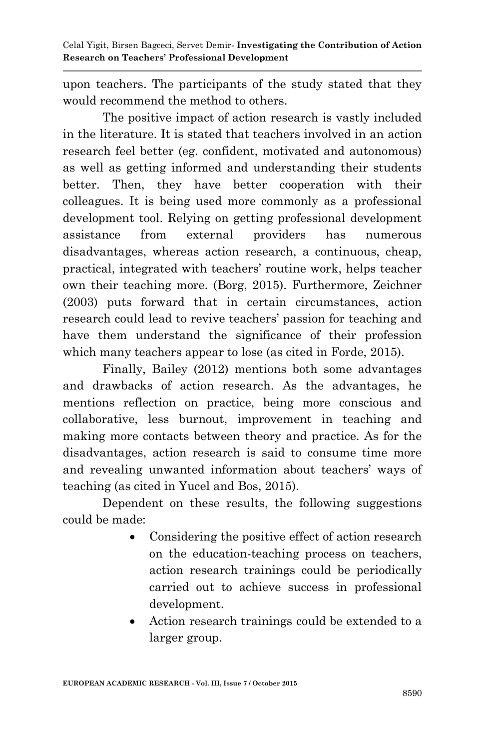upon teachers. The participants of the study stated that they would recommend the method to others.

The positive impact of action research is vastly included in the literature. It is stated that teachers involved in an action research feel better (eg. confident, motivated and autonomous) as well as getting informed and understanding their students better. Then, they have better cooperation with their colleagues. It is being used more commonly as a professional development tool. Relying on getting professional development assistance from external providers has numerous disadvantages, whereas action research, a continuous, cheap, practical, integrated with teachers' routine work, helps teacher own their teaching more. (Borg, 2015). Furthermore, Zeichner (2003) puts forward that in certain circumstances, action research could lead to revive teachers' passion for teaching and have them understand the significance of their profession which many teachers appear to lose (as cited in Forde, 2015).

Finally, Bailey (2012) mentions both some advantages and drawbacks of action research. As the advantages, he mentions reflection on practice, being more conscious and collaborative, less burnout, improvement in teaching and making more contacts between theory and practice. As for the disadvantages, action research is said to consume time more and revealing unwanted information about teachers' ways of teaching (as cited in Yucel and Bos, 2015).

Dependent on these results, the following suggestions could be made:

- Considering the positive effect of action research on the education-teaching process on teachers, action research trainings could be periodically carried out to achieve success in professional development.
- Action research trainings could be extended to a larger group.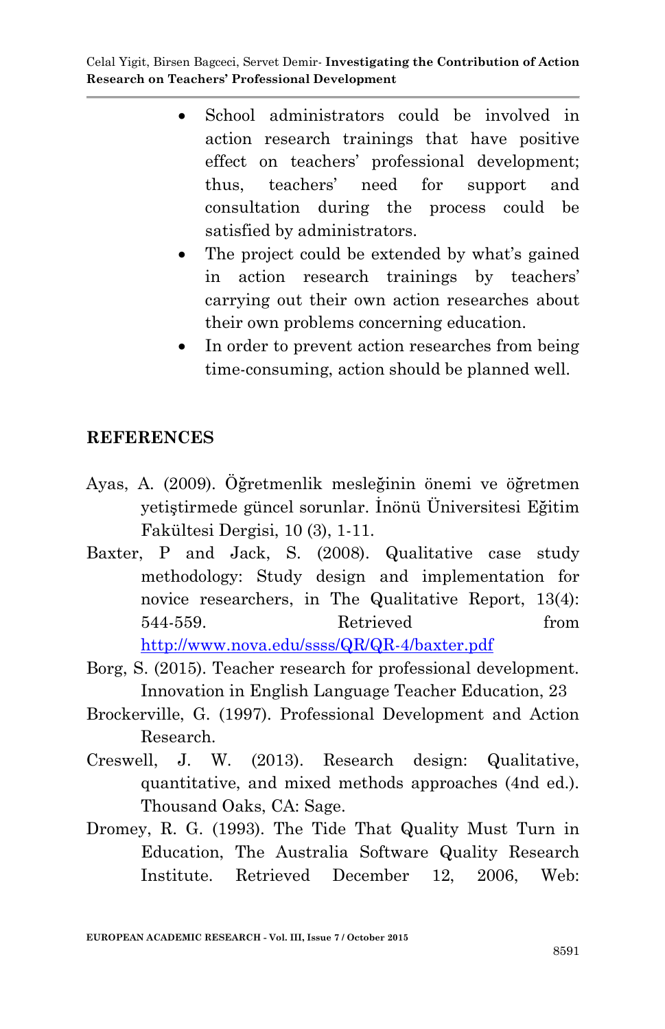- School administrators could be involved in action research trainings that have positive effect on teachers' professional development; thus, teachers' need for support and consultation during the process could be satisfied by administrators.
- The project could be extended by what's gained in action research trainings by teachers' carrying out their own action researches about their own problems concerning education.
- In order to prevent action researches from being time-consuming, action should be planned well.

## REFERENCES

Ayas, A. (2009). Öğretmenlik mesleğinin önemi ve öğretmen yetiştirmede güncel sorunlar. İnönü Üniversitesi Eğitim Fakültesi Dergisi, 10 (3), 1-11.

Baxter, P and Jack, S. (2008). Qualitative case study methodology: Study design and implementation for novice researchers, in The Qualitative Report, 13(4): 544-559. Retrieved from http://www.nova.edu/ssss/QR/QR-4/baxter.pdf

Borg, S. (2015). Teacher research for professional development. Innovation in English Language Teacher Education, 23

Brockerville, G. (1997). Professional Development and Action Research.

Creswell, J. W. (2013). Research design: Qualitative, quantitative, and mixed methods approaches (4nd ed.). Thousand Oaks, CA: Sage.

Dromey, R. G. (1993). The Tide That Quality Must Turn in Education, The Australia Software Quality Research Institute. Retrieved December 12, 2006, Web: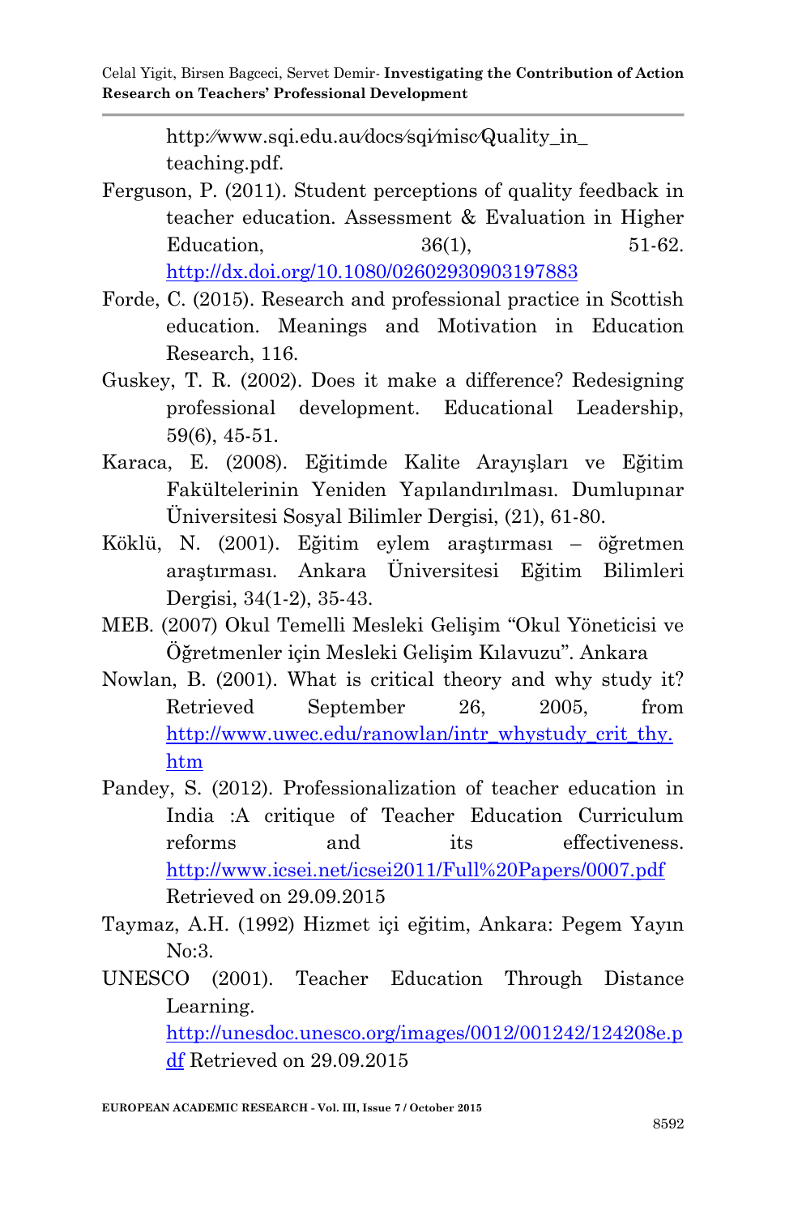http://www.sqi.edu.au/docs/sqi/misc/Quality_in_teaching.pdf.

Ferguson, P. (2011). Student perceptions of quality feedback in teacher education. Assessment & Evaluation in Higher Education, 36(1), 51-62. http://dx.doi.org/10.1080/02602930903197883

Forde, C. (2015). Research and professional practice in Scottish education. Meanings and Motivation in Education Research, 116.

Guskey, T. R. (2002). Does it make a difference? Redesigning professional development. Educational Leadership, 59(6), 45-51.

Karaca, E. (2008). Eğitimde Kalite Arayışları ve Eğitim Fakültelerinin Yeniden Yapılandırılması. Dumlupınar Üniversitesi Sosyal Bilimler Dergisi, (21), 61-80.

Köklü, N. (2001). Eğitim eylem araştırması – öğretmen araştırması. Ankara Üniversitesi Eğitim Bilimleri Dergisi, 34(1-2), 35-43.

MEB. (2007) Okul Temelli Mesleki Gelişim "Okul Yöneticisi ve Öğretmenler için Mesleki Gelişim Kılavuzu". Ankara

Nowlan, B. (2001). What is critical theory and why study it? Retrieved September 26, 2005, from http://www.uwec.edu/ranowlan/intr_whystudy_crit_thy.htm

Pandey, S. (2012). Professionalization of teacher education in India :A critique of Teacher Education Curriculum reforms and its effectiveness. http://www.icsei.net/icsei2011/Full%20Papers/0007.pdf Retrieved on 29.09.2015

Taymaz, A.H. (1992) Hizmet içi eğitim, Ankara: Pegem Yayın No:3.

UNESCO (2001). Teacher Education Through Distance Learning. http://unesdoc.unesco.org/images/0012/001242/124208e.pdf Retrieved on 29.09.2015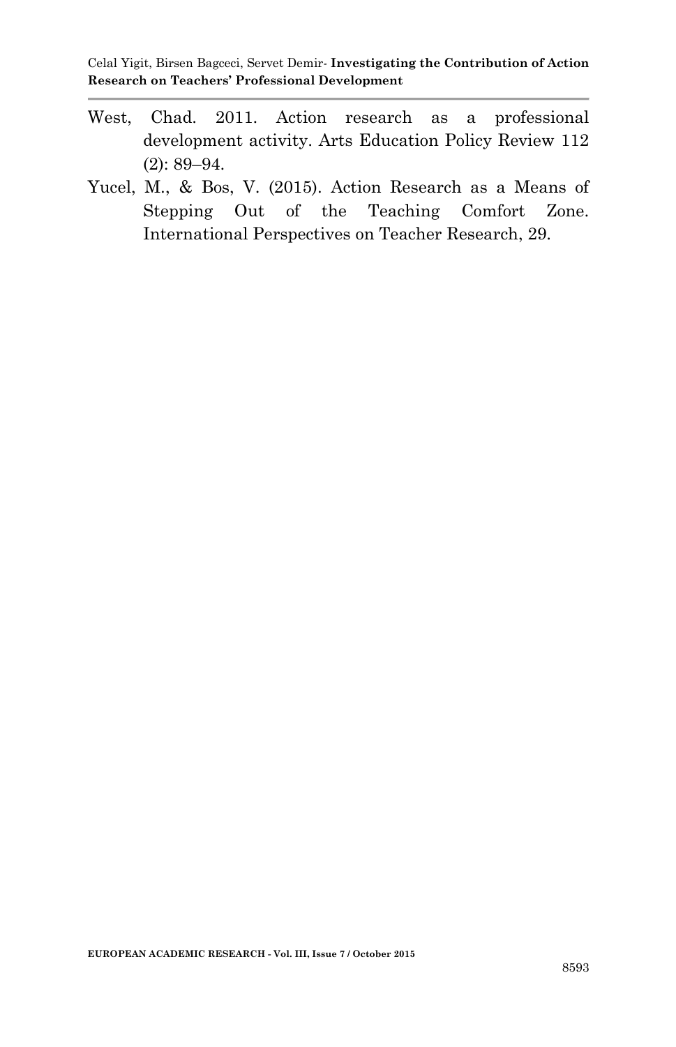West, Chad. 2011. Action research as a professional development activity. Arts Education Policy Review 112 (2): 89–94.

Yucel, M., & Bos, V. (2015). Action Research as a Means of Stepping Out of the Teaching Comfort Zone. International Perspectives on Teacher Research, 29.